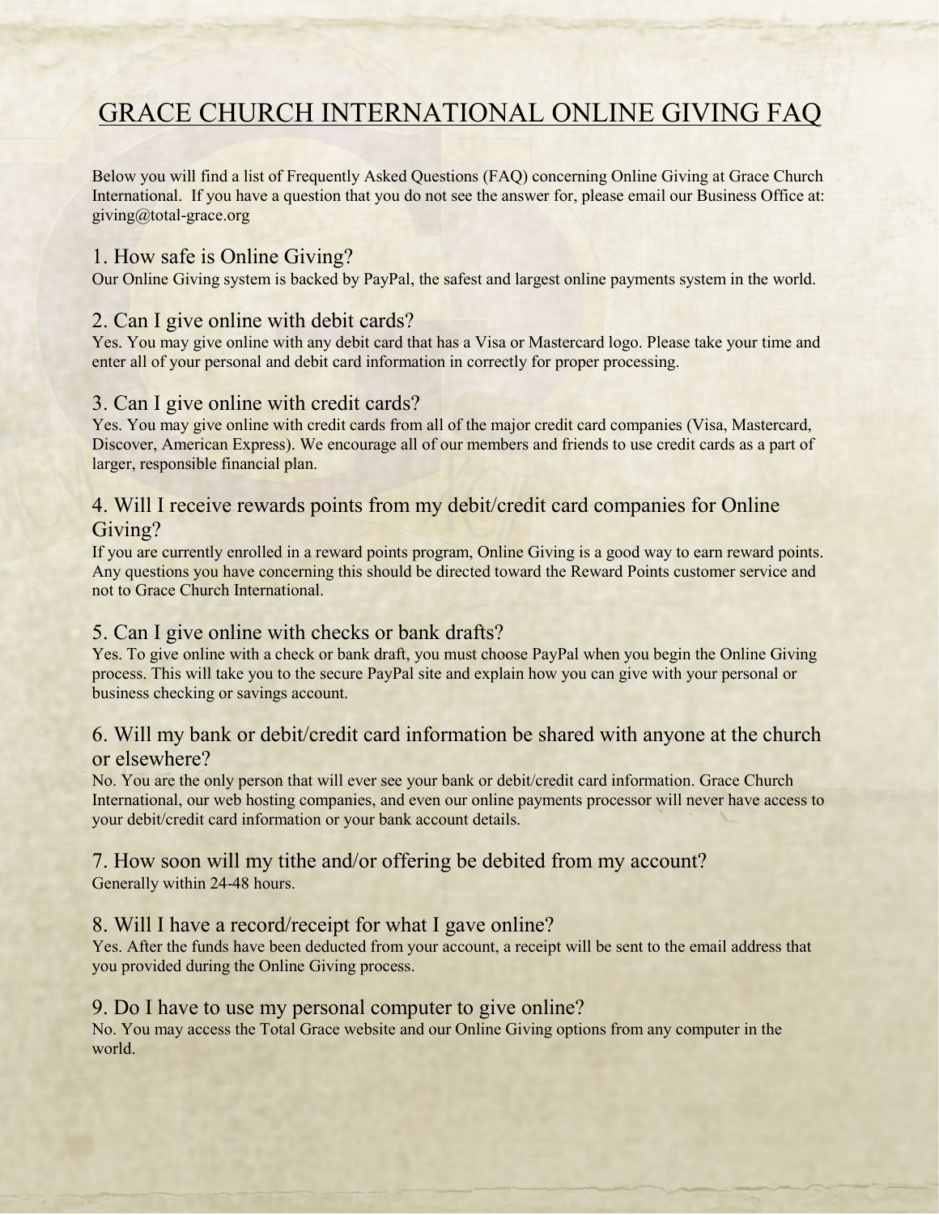# GRACE CHURCH INTERNATIONAL ONLINE GIVING FAQ

Below you will find a list of Frequently Asked Questions (FAQ) concerning Online Giving at Grace Church International. If you have a question that you do not see the answer for, please email our Business Office at: giving@total-grace.org

## 1. How safe is Online Giving?

Our Online Giving system is backed by PayPal, the safest and largest online payments system in the world.

## 2. Can I give online with debit cards?

Yes. You may give online with any debit card that has a Visa or Mastercard logo. Please take your time and enter all of your personal and debit card information in correctly for proper processing.

## 3. Can I give online with credit cards?

Yes. You may give online with credit cards from all of the major credit card companies (Visa, Mastercard, Discover, American Express). We encourage all of our members and friends to use credit cards as a part of larger, responsible financial plan.

## 4. Will I receive rewards points from my debit/credit card companies for Online Giving?

If you are currently enrolled in a reward points program, Online Giving is a good way to earn reward points. Any questions you have concerning this should be directed toward the Reward Points customer service and not to Grace Church International.

## 5. Can I give online with checks or bank drafts?

Yes. To give online with a check or bank draft, you must choose PayPal when you begin the Online Giving process. This will take you to the secure PayPal site and explain how you can give with your personal or business checking or savings account.

## 6. Will my bank or debit/credit card information be shared with anyone at the church or elsewhere?

No. You are the only person that will ever see your bank or debit/credit card information. Grace Church International, our web hosting companies, and even our online payments processor will never have access to your debit/credit card information or your bank account details.

## 7. How soon will my tithe and/or offering be debited from my account?

Generally within 24-48 hours.

## 8. Will I have a record/receipt for what I gave online?

Yes. After the funds have been deducted from your account, a receipt will be sent to the email address that you provided during the Online Giving process.

## 9. Do I have to use my personal computer to give online?

No. You may access the Total Grace website and our Online Giving options from any computer in the world.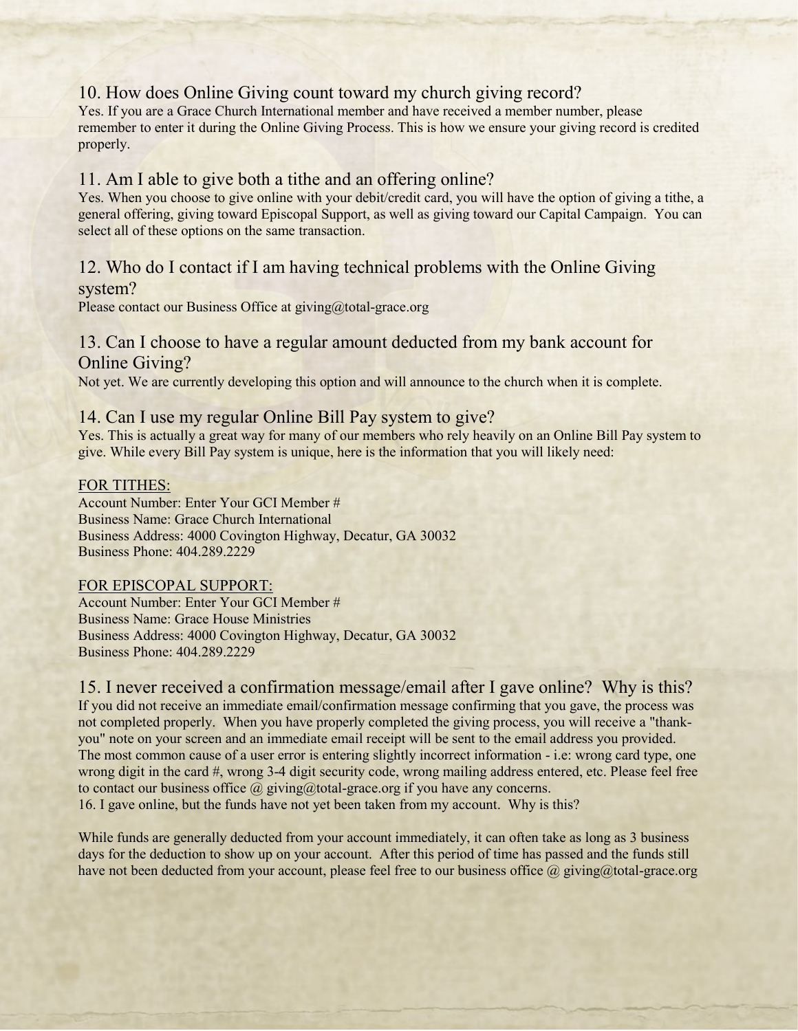## 10. How does Online Giving count toward my church giving record?

Yes. If you are a Grace Church International member and have received a member number, please remember to enter it during the Online Giving Process. This is how we ensure your giving record is credited properly.

## 11. Am I able to give both a tithe and an offering online?

Yes. When you choose to give online with your debit/credit card, you will have the option of giving a tithe, a general offering, giving toward Episcopal Support, as well as giving toward our Capital Campaign. You can select all of these options on the same transaction.

## 12. Who do I contact if I am having technical problems with the Online Giving system?

Please contact our Business Office at giving@total-grace.org

## 13. Can I choose to have a regular amount deducted from my bank account for Online Giving?

Not yet. We are currently developing this option and will announce to the church when it is complete.

## 14. Can I use my regular Online Bill Pay system to give?

Yes. This is actually a great way for many of our members who rely heavily on an Online Bill Pay system to give. While every Bill Pay system is unique, here is the information that you will likely need:

<u>FOR TITHES:</u>

Account Number: Enter Your GCI Member #
Business Name: Grace Church International
Business Address: 4000 Covington Highway, Decatur, GA 30032
Business Phone: 404.289.2229

<u>FOR EPISCOPAL SUPPORT:</u>

Account Number: Enter Your GCI Member #
Business Name: Grace House Ministries
Business Address: 4000 Covington Highway, Decatur, GA 30032
Business Phone: 404.289.2229

## 15. I never received a confirmation message/email after I gave online? Why is this?

If you did not receive an immediate email/confirmation message confirming that you gave, the process was not completed properly. When you have properly completed the giving process, you will receive a "thank-you" note on your screen and an immediate email receipt will be sent to the email address you provided. The most common cause of a user error is entering slightly incorrect information - i.e: wrong card type, one wrong digit in the card #, wrong 3-4 digit security code, wrong mailing address entered, etc. Please feel free to contact our business office @ giving@total-grace.org if you have any concerns.

16. I gave online, but the funds have not yet been taken from my account. Why is this?

While funds are generally deducted from your account immediately, it can often take as long as 3 business days for the deduction to show up on your account. After this period of time has passed and the funds still have not been deducted from your account, please feel free to our business office @ giving@total-grace.org